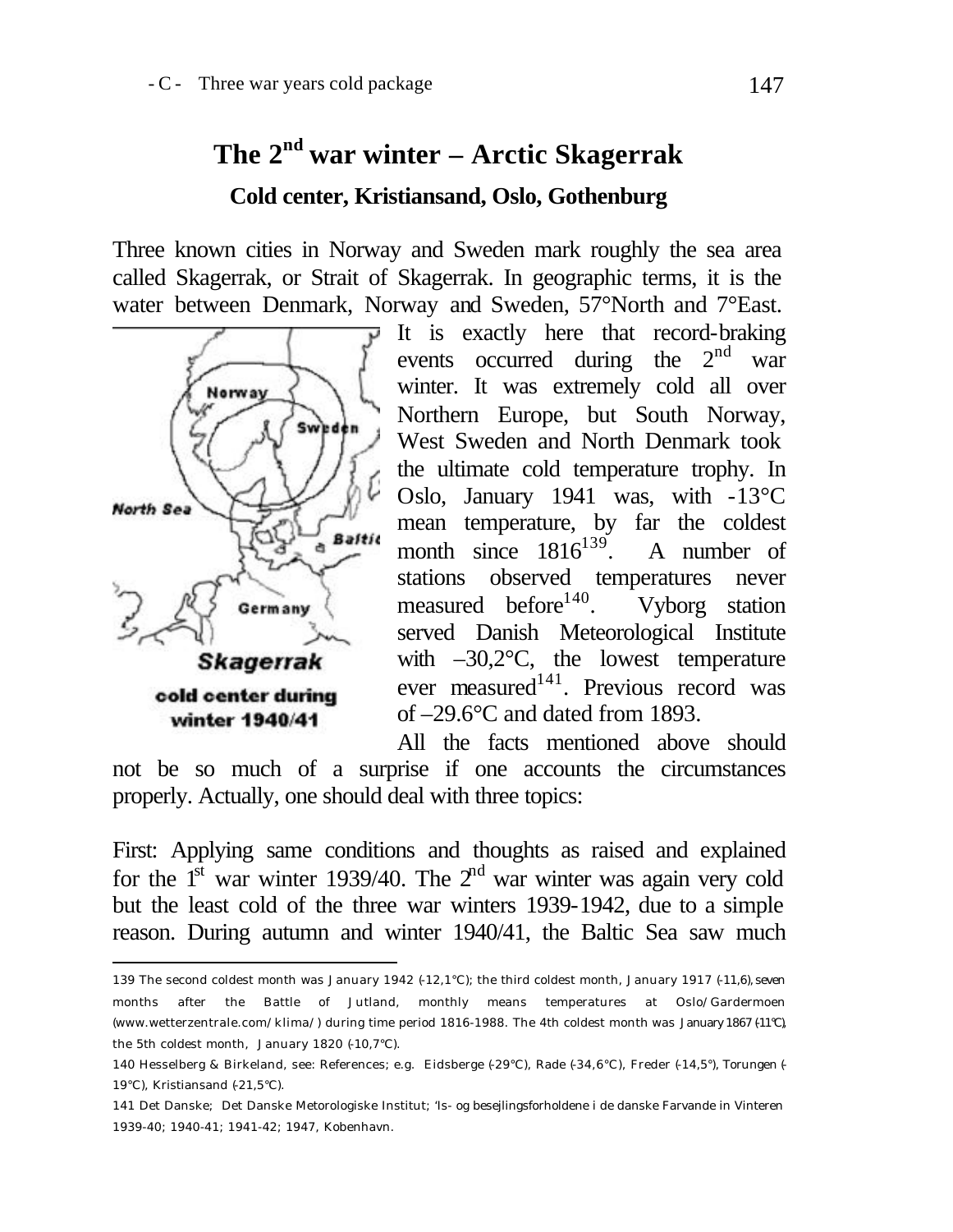# The 2nd war winter – Arctic Skagerrak

## Cold center, Kristiansand, Oslo, Gothenburg

Three known cities in Norway and Sweden mark roughly the sea area called Skagerrak, or Strait of Skagerrak. In geographic terms, it is the water between Denmark, Norway and Sweden, 57°North and 7°East.

Skagerrak cold center during winter 1940/41

It is exactly here that record-braking events occurred during the 2nd war winter. It was extremely cold all over Northern Europe, but South Norway, West Sweden and North Denmark took the ultimate cold temperature trophy. In Oslo, January 1941 was, with -13°C mean temperature, by far the coldest month since 1816[139]. A number of stations observed temperatures never measured before[140]. Vyborg station served Danish Meteorological Institute with –30,2°C, the lowest temperature ever measured[141]. Previous record was of –29.6°C and dated from 1893.

All the facts mentioned above should not be so much of a surprise if one accounts the circumstances properly. Actually, one should deal with three topics:

First: Applying same conditions and thoughts as raised and explained for the 1st war winter 1939/40. The 2nd war winter was again very cold but the least cold of the three war winters 1939-1942, due to a simple reason. During autumn and winter 1940/41, the Baltic Sea saw much

---

139 The second coldest month was January 1942 (-12,1°C); the third coldest month, January 1917 (-11,6), seven months after the Battle of Jutland, monthly means temperatures at Oslo/Gardermoen (www.wetterzentrale.com/klima/) during time period 1816-1988. The 4th coldest month was January 1867 (-11°C), the 5th coldest month, January 1820 (-10,7°C).

140 Hesselberg & Birkeland, see: References; e.g. Eidsberge (-29°C), Rade (-34,6°C), Freder (-14,5°), Torungen (-19°C), Kristiansand (-21,5°C).

141 Det Danske; Det Danske Metorologiske Institut; 'Is- og besejlingsforholdene i de danske Farvande in Vinteren 1939-40; 1940-41; 1941-42; 1947, Kobenhavn.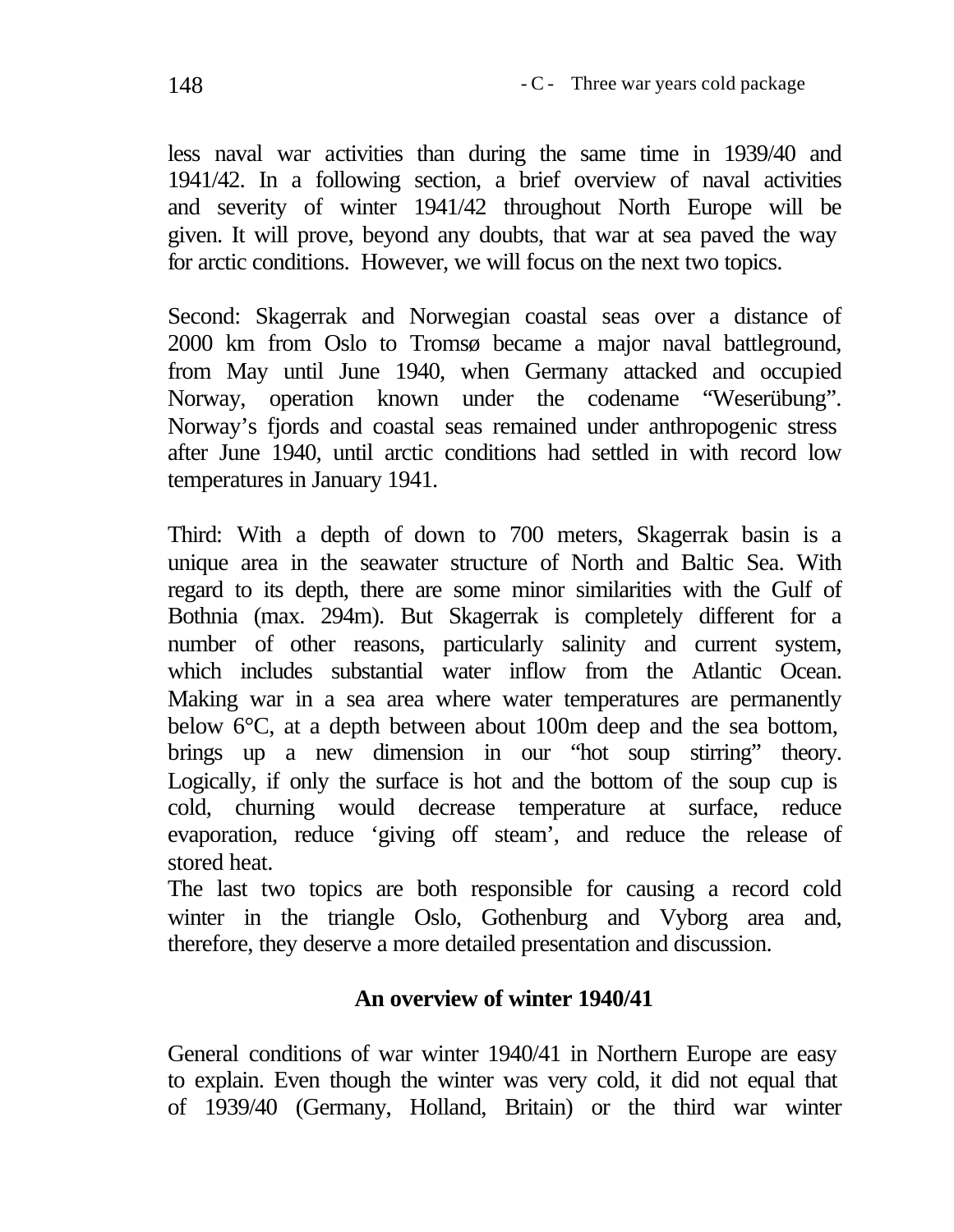less naval war activities than during the same time in 1939/40 and 1941/42. In a following section, a brief overview of naval activities and severity of winter 1941/42 throughout North Europe will be given. It will prove, beyond any doubts, that war at sea paved the way for arctic conditions. However, we will focus on the next two topics.

Second: Skagerrak and Norwegian coastal seas over a distance of 2000 km from Oslo to Tromsø became a major naval battleground, from May until June 1940, when Germany attacked and occupied Norway, operation known under the codename "Weserübung". Norway's fjords and coastal seas remained under anthropogenic stress after June 1940, until arctic conditions had settled in with record low temperatures in January 1941.

Third: With a depth of down to 700 meters, Skagerrak basin is a unique area in the seawater structure of North and Baltic Sea. With regard to its depth, there are some minor similarities with the Gulf of Bothnia (max. 294m). But Skagerrak is completely different for a number of other reasons, particularly salinity and current system, which includes substantial water inflow from the Atlantic Ocean. Making war in a sea area where water temperatures are permanently below 6°C, at a depth between about 100m deep and the sea bottom, brings up a new dimension in our "hot soup stirring" theory. Logically, if only the surface is hot and the bottom of the soup cup is cold, churning would decrease temperature at surface, reduce evaporation, reduce 'giving off steam', and reduce the release of stored heat.

The last two topics are both responsible for causing a record cold winter in the triangle Oslo, Gothenburg and Vyborg area and, therefore, they deserve a more detailed presentation and discussion.

## An overview of winter 1940/41

General conditions of war winter 1940/41 in Northern Europe are easy to explain. Even though the winter was very cold, it did not equal that of 1939/40 (Germany, Holland, Britain) or the third war winter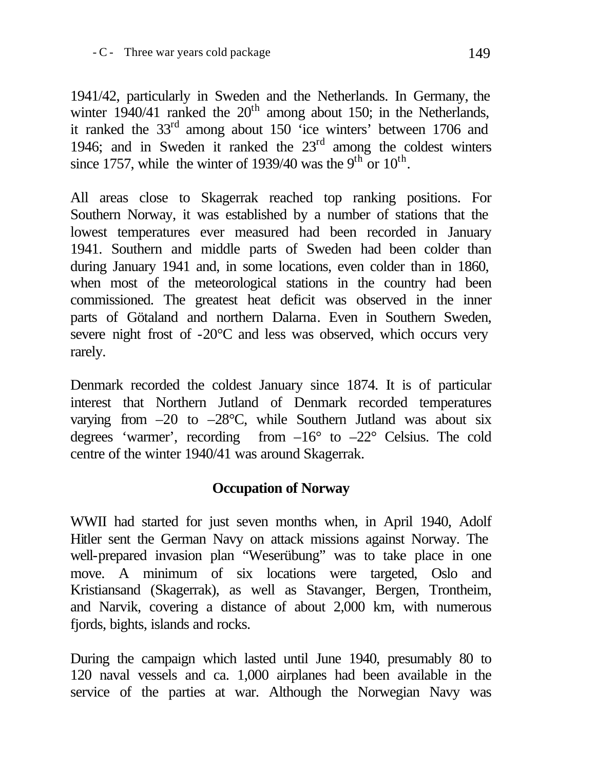1941/42, particularly in Sweden and the Netherlands. In Germany, the winter 1940/41 ranked the 20th among about 150; in the Netherlands, it ranked the 33rd among about 150 'ice winters' between 1706 and 1946; and in Sweden it ranked the 23rd among the coldest winters since 1757, while the winter of 1939/40 was the 9th or 10th.

All areas close to Skagerrak reached top ranking positions. For Southern Norway, it was established by a number of stations that the lowest temperatures ever measured had been recorded in January 1941. Southern and middle parts of Sweden had been colder than during January 1941 and, in some locations, even colder than in 1860, when most of the meteorological stations in the country had been commissioned. The greatest heat deficit was observed in the inner parts of Götaland and northern Dalarna. Even in Southern Sweden, severe night frost of -20°C and less was observed, which occurs very rarely.

Denmark recorded the coldest January since 1874. It is of particular interest that Northern Jutland of Denmark recorded temperatures varying from –20 to –28°C, while Southern Jutland was about six degrees 'warmer', recording from –16° to –22° Celsius. The cold centre of the winter 1940/41 was around Skagerrak.

## Occupation of Norway

WWII had started for just seven months when, in April 1940, Adolf Hitler sent the German Navy on attack missions against Norway. The well-prepared invasion plan "Weserübung" was to take place in one move. A minimum of six locations were targeted, Oslo and Kristiansand (Skagerrak), as well as Stavanger, Bergen, Trontheim, and Narvik, covering a distance of about 2,000 km, with numerous fjords, bights, islands and rocks.

During the campaign which lasted until June 1940, presumably 80 to 120 naval vessels and ca. 1,000 airplanes had been available in the service of the parties at war. Although the Norwegian Navy was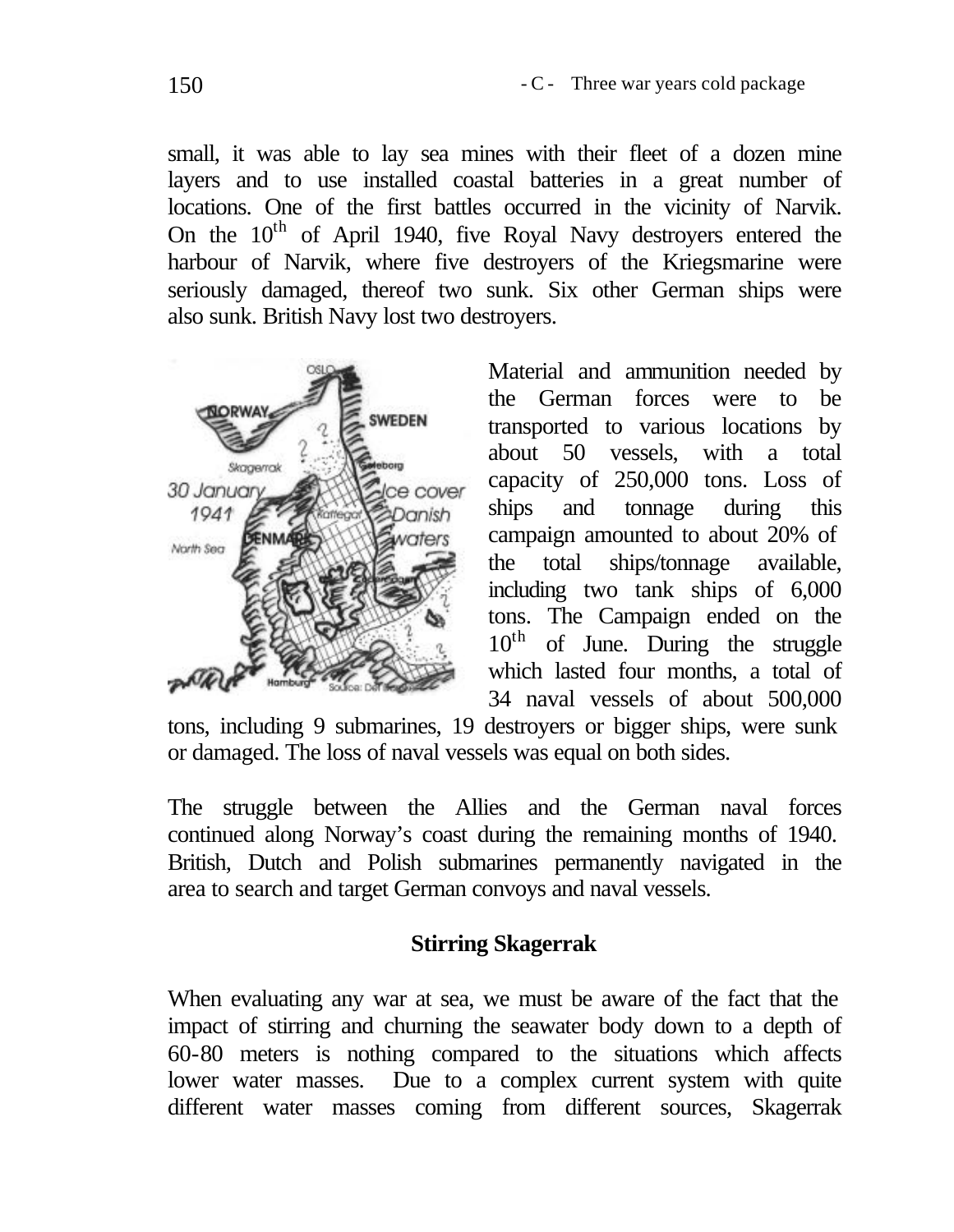small, it was able to lay sea mines with their fleet of a dozen mine layers and to use installed coastal batteries in a great number of locations. One of the first battles occurred in the vicinity of Narvik. On the 10th of April 1940, five Royal Navy destroyers entered the harbour of Narvik, where five destroyers of the Kriegsmarine were seriously damaged, thereof two sunk. Six other German ships were also sunk. British Navy lost two destroyers.

Material and ammunition needed by the German forces were to be transported to various locations by about 50 vessels, with a total capacity of 250,000 tons. Loss of ships and tonnage during this campaign amounted to about 20% of the total ships/tonnage available, including two tank ships of 6,000 tons. The Campaign ended on the 10th of June. During the struggle which lasted four months, a total of 34 naval vessels of about 500,000 tons, including 9 submarines, 19 destroyers or bigger ships, were sunk or damaged. The loss of naval vessels was equal on both sides.

The struggle between the Allies and the German naval forces continued along Norway's coast during the remaining months of 1940. British, Dutch and Polish submarines permanently navigated in the area to search and target German convoys and naval vessels.

## Stirring Skagerrak

When evaluating any war at sea, we must be aware of the fact that the impact of stirring and churning the seawater body down to a depth of 60-80 meters is nothing compared to the situations which affects lower water masses. Due to a complex current system with quite different water masses coming from different sources, Skagerrak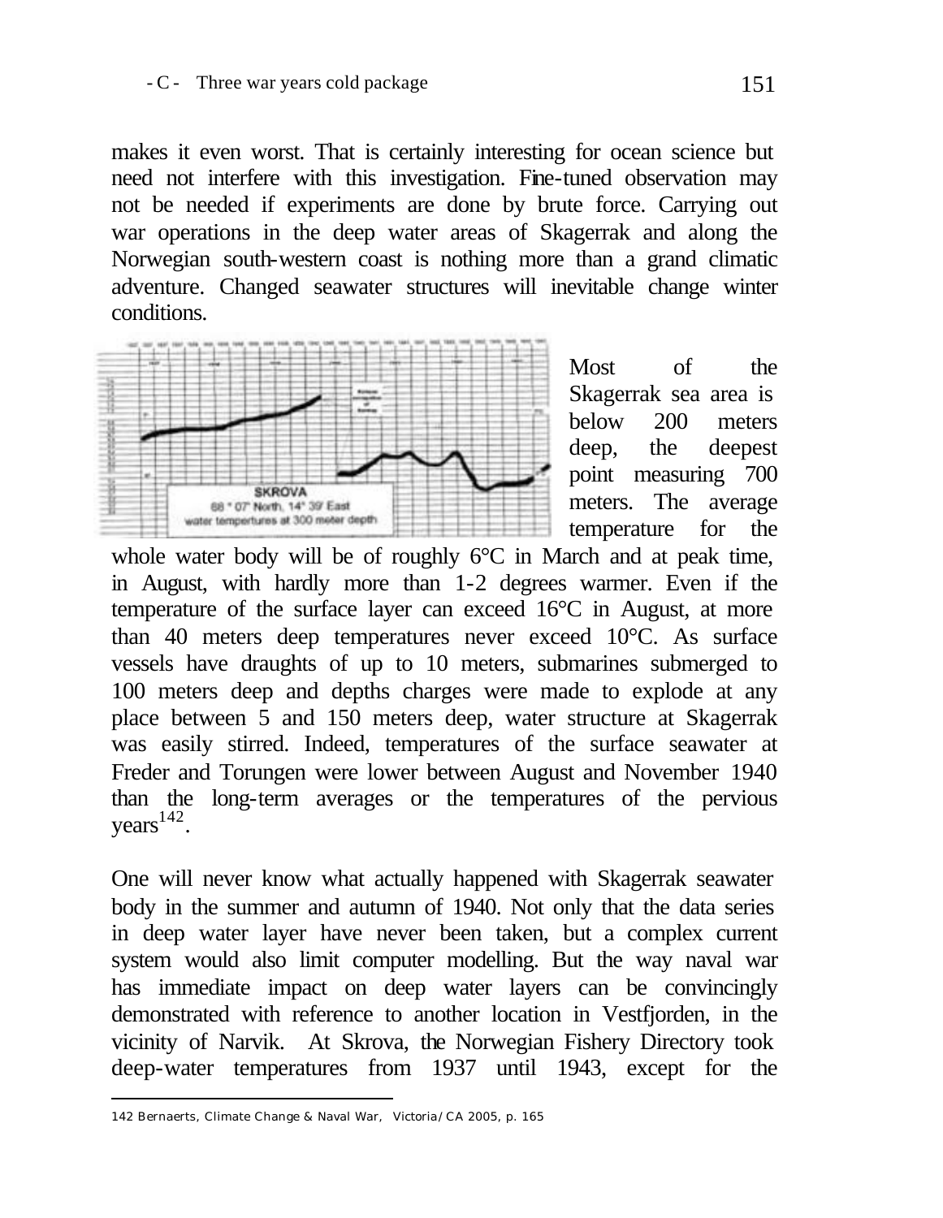makes it even worst. That is certainly interesting for ocean science but need not interfere with this investigation. Fine-tuned observation may not be needed if experiments are done by brute force. Carrying out war operations in the deep water areas of Skagerrak and along the Norwegian south-western coast is nothing more than a grand climatic adventure. Changed seawater structures will inevitable change winter conditions.

SKROVA
68 ° 07' North, 14° 39' East
water temperatures at 300 meter depth

Most of the Skagerrak sea area is below 200 meters deep, the deepest point measuring 700 meters. The average temperature for the whole water body will be of roughly 6°C in March and at peak time, in August, with hardly more than 1-2 degrees warmer. Even if the temperature of the surface layer can exceed 16°C in August, at more than 40 meters deep temperatures never exceed 10°C. As surface vessels have draughts of up to 10 meters, submarines submerged to 100 meters deep and depths charges were made to explode at any place between 5 and 150 meters deep, water structure at Skagerrak was easily stirred. Indeed, temperatures of the surface seawater at Freder and Torungen were lower between August and November 1940 than the long-term averages or the temperatures of the pervious years[142].

One will never know what actually happened with Skagerrak seawater body in the summer and autumn of 1940. Not only that the data series in deep water layer have never been taken, but a complex current system would also limit computer modelling. But the way naval war has immediate impact on deep water layers can be convincingly demonstrated with reference to another location in Vestfjorden, in the vicinity of Narvik. At Skrova, the Norwegian Fishery Directory took deep-water temperatures from 1937 until 1943, except for the

142 Bernaerts, Climate Change & Naval War, Victoria/CA 2005, p. 165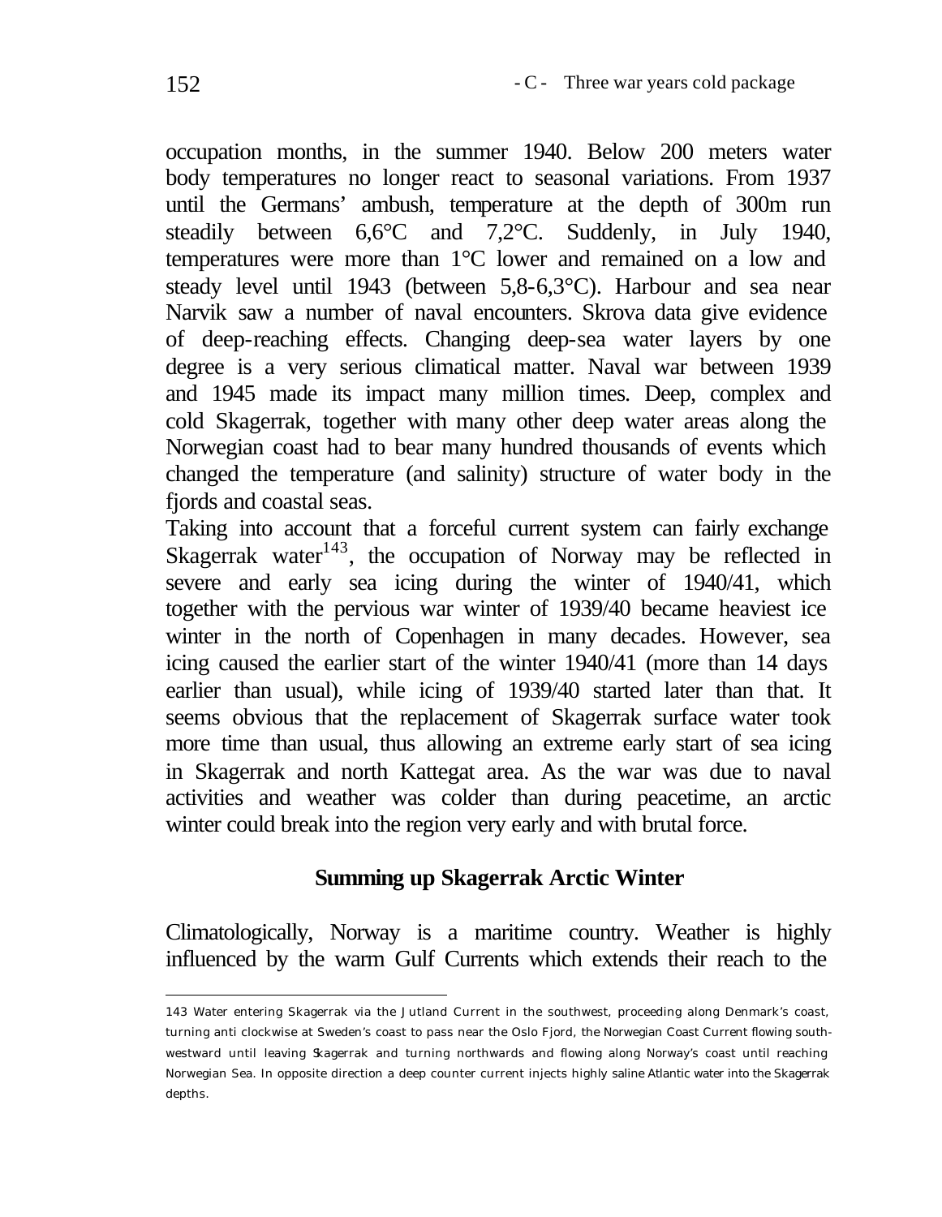occupation months, in the summer 1940. Below 200 meters water body temperatures no longer react to seasonal variations. From 1937 until the Germans' ambush, temperature at the depth of 300m run steadily between 6,6°C and 7,2°C. Suddenly, in July 1940, temperatures were more than 1°C lower and remained on a low and steady level until 1943 (between 5,8-6,3°C). Harbour and sea near Narvik saw a number of naval encounters. Skrova data give evidence of deep-reaching effects. Changing deep-sea water layers by one degree is a very serious climatical matter. Naval war between 1939 and 1945 made its impact many million times. Deep, complex and cold Skagerrak, together with many other deep water areas along the Norwegian coast had to bear many hundred thousands of events which changed the temperature (and salinity) structure of water body in the fjords and coastal seas.

Taking into account that a forceful current system can fairly exchange Skagerrak water[143], the occupation of Norway may be reflected in severe and early sea icing during the winter of 1940/41, which together with the pervious war winter of 1939/40 became heaviest ice winter in the north of Copenhagen in many decades. However, sea icing caused the earlier start of the winter 1940/41 (more than 14 days earlier than usual), while icing of 1939/40 started later than that. It seems obvious that the replacement of Skagerrak surface water took more time than usual, thus allowing an extreme early start of sea icing in Skagerrak and north Kattegat area. As the war was due to naval activities and weather was colder than during peacetime, an arctic winter could break into the region very early and with brutal force.

## Summing up Skagerrak Arctic Winter

Climatologically, Norway is a maritime country. Weather is highly influenced by the warm Gulf Currents which extends their reach to the

143 Water entering Skagerrak via the Jutland Current in the southwest, proceeding along Denmark's coast, turning anti clockwise at Sweden's coast to pass near the Oslo Fjord, the Norwegian Coast Current flowing south-westward until leaving Skagerrak and turning northwards and flowing along Norway's coast until reaching Norwegian Sea. In opposite direction a deep counter current injects highly saline Atlantic water into the Skagerrak depths.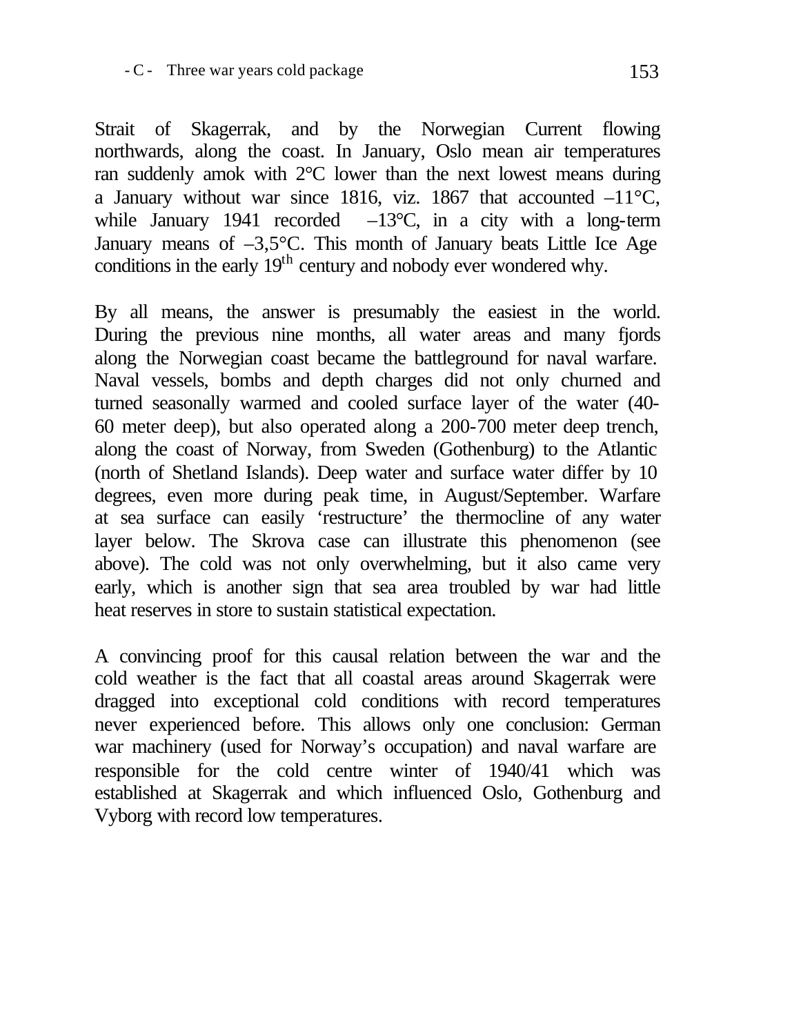Strait of Skagerrak, and by the Norwegian Current flowing northwards, along the coast. In January, Oslo mean air temperatures ran suddenly amok with 2°C lower than the next lowest means during a January without war since 1816, viz. 1867 that accounted –11°C, while January 1941 recorded –13°C, in a city with a long-term January means of –3,5°C. This month of January beats Little Ice Age conditions in the early 19th century and nobody ever wondered why.

By all means, the answer is presumably the easiest in the world. During the previous nine months, all water areas and many fjords along the Norwegian coast became the battleground for naval warfare. Naval vessels, bombs and depth charges did not only churned and turned seasonally warmed and cooled surface layer of the water (40-60 meter deep), but also operated along a 200-700 meter deep trench, along the coast of Norway, from Sweden (Gothenburg) to the Atlantic (north of Shetland Islands). Deep water and surface water differ by 10 degrees, even more during peak time, in August/September. Warfare at sea surface can easily 'restructure' the thermocline of any water layer below. The Skrova case can illustrate this phenomenon (see above). The cold was not only overwhelming, but it also came very early, which is another sign that sea area troubled by war had little heat reserves in store to sustain statistical expectation.

A convincing proof for this causal relation between the war and the cold weather is the fact that all coastal areas around Skagerrak were dragged into exceptional cold conditions with record temperatures never experienced before. This allows only one conclusion: German war machinery (used for Norway's occupation) and naval warfare are responsible for the cold centre winter of 1940/41 which was established at Skagerrak and which influenced Oslo, Gothenburg and Vyborg with record low temperatures.